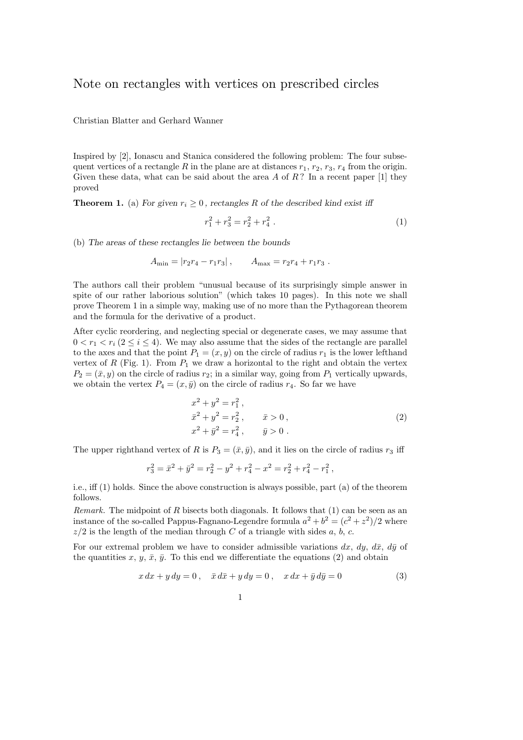# Note on rectangles with vertices on prescribed circles

Christian Blatter and Gerhard Wanner

Inspired by [2], Ionascu and Stanica considered the following problem: The four subsequent vertices of a rectangle $R$ in the plane are at distances $r_1$, $r_2$, $r_3$, $r_4$ from the origin. Given these data, what can be said about the area $A$ of $R$? In a recent paper [1] they proved

**Theorem 1.** (a) *For given $r_i \geq 0$, rectangles $R$ of the described kind exist iff*

$$r_1^2 + r_3^2 = r_2^2 + r_4^2 \ . \tag{1}$$

(b) *The areas of these rectangles lie between the bounds*

$$A_{\min} = |r_2 r_4 - r_1 r_3| \ , \qquad A_{\max} = r_2 r_4 + r_1 r_3 \ .$$

The authors call their problem "unusual because of its surprisingly simple answer in spite of our rather laborious solution" (which takes 10 pages). In this note we shall prove Theorem 1 in a simple way, making use of no more than the Pythagorean theorem and the formula for the derivative of a product.

After cyclic reordering, and neglecting special or degenerate cases, we may assume that $0 < r_1 < r_i$ $(2 \leq i \leq 4)$. We may also assume that the sides of the rectangle are parallel to the axes and that the point $P_1 = (x, y)$ on the circle of radius $r_1$ is the lower lefthand vertex of $R$ (Fig. 1). From $P_1$ we draw a horizontal to the right and obtain the vertex $P_2 = (\bar{x}, y)$ on the circle of radius $r_2$; in a similar way, going from $P_1$ vertically upwards, we obtain the vertex $P_4 = (x, \bar{y})$ on the circle of radius $r_4$. So far we have

$$\begin{aligned} x^2 + y^2 &= r_1^2 \ , \\ \bar{x}^2 + y^2 &= r_2^2 \ , \qquad \bar{x} > 0 \ , \\ x^2 + \bar{y}^2 &= r_4^2 \ , \qquad \bar{y} > 0 \ . \end{aligned} \tag{2}$$

The upper righthand vertex of $R$ is $P_3 = (\bar{x}, \bar{y})$, and it lies on the circle of radius $r_3$ iff

$$r_3^2 = \bar{x}^2 + \bar{y}^2 = r_2^2 - y^2 + r_4^2 - x^2 = r_2^2 + r_4^2 - r_1^2 \ ,$$

i.e., iff (1) holds. Since the above construction is always possible, part (a) of the theorem follows.

*Remark.* The midpoint of $R$ bisects both diagonals. It follows that (1) can be seen as an instance of the so-called Pappus-Fagnano-Legendre formula $a^2 + b^2 = (c^2 + z^2)/2$ where $z/2$ is the length of the median through $C$ of a triangle with sides $a$, $b$, $c$.

For our extremal problem we have to consider admissible variations $dx$, $dy$, $d\bar{x}$, $d\bar{y}$ of the quantities $x$, $y$, $\bar{x}$, $\bar{y}$. To this end we differentiate the equations (2) and obtain

$$x\,dx + y\,dy = 0 \ , \quad \bar{x}\,d\bar{x} + y\,dy = 0 \ , \quad x\,dx + \bar{y}\,d\bar{y} = 0 \tag{3}$$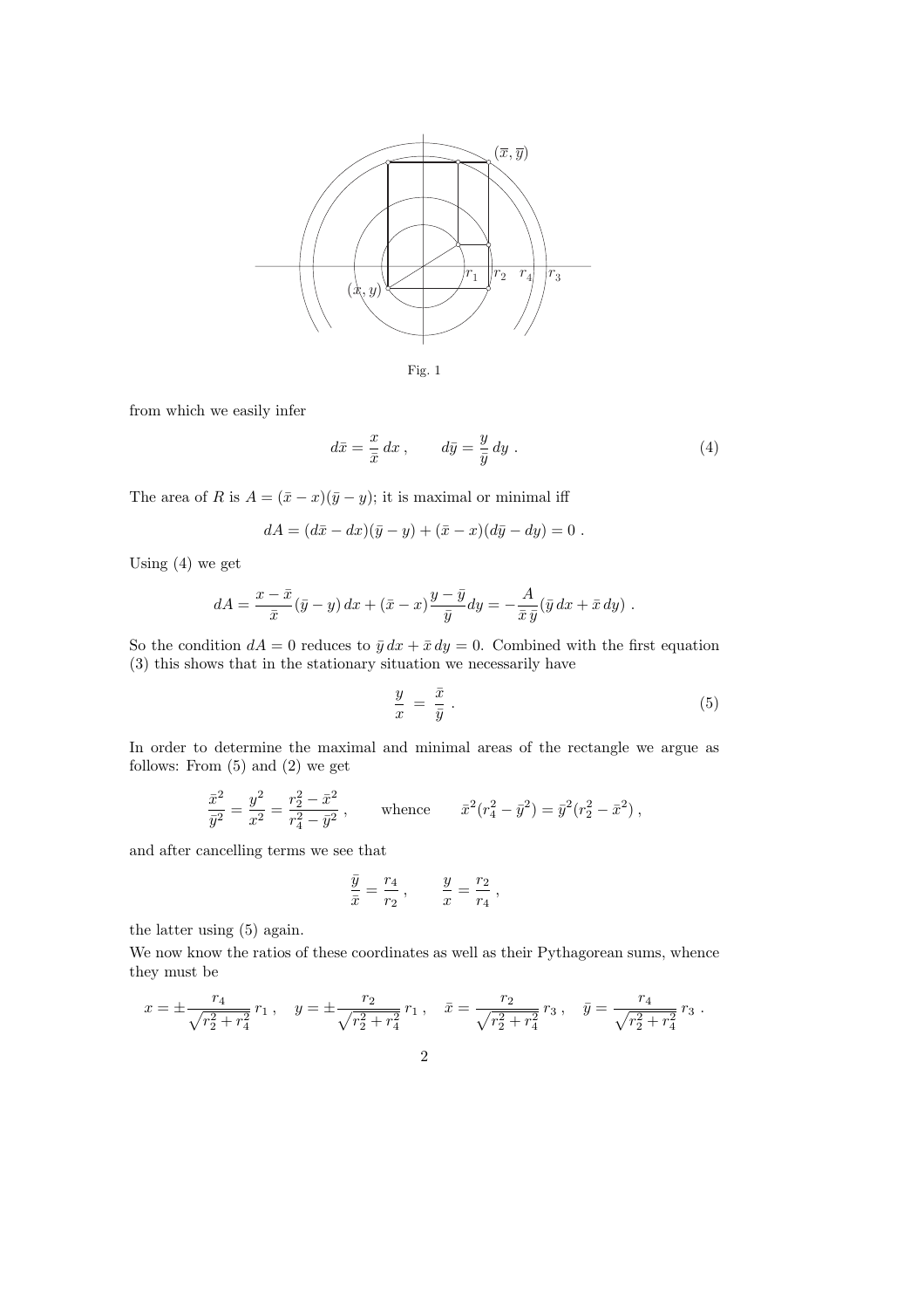Fig. 1

from which we easily infer

$$d\bar{x} = \frac{x}{\bar{x}}\,dx\,, \qquad d\bar{y} = \frac{y}{\bar{y}}\,dy\,. \tag{4}$$

The area of $R$ is $A = (\bar{x} - x)(\bar{y} - y)$; it is maximal or minimal iff

$$dA = (d\bar{x} - dx)(\bar{y} - y) + (\bar{x} - x)(d\bar{y} - dy) = 0\,.$$

Using (4) we get

$$dA = \frac{x - \bar{x}}{\bar{x}}(\bar{y} - y)\,dx + (\bar{x} - x)\frac{y - \bar{y}}{\bar{y}}dy = -\frac{A}{\bar{x}\,\bar{y}}(\bar{y}\,dx + \bar{x}\,dy)\,.$$

So the condition $dA = 0$ reduces to $\bar{y}\,dx + \bar{x}\,dy = 0$. Combined with the first equation (3) this shows that in the stationary situation we necessarily have

$$\frac{y}{x} \;=\; \frac{\bar{x}}{\bar{y}}\,. \tag{5}$$

In order to determine the maximal and minimal areas of the rectangle we argue as follows: From (5) and (2) we get

$$\frac{\bar{x}^2}{\bar{y}^2} = \frac{y^2}{x^2} = \frac{r_2^2 - \bar{x}^2}{r_4^2 - \bar{y}^2}\,, \qquad \text{whence} \qquad \bar{x}^2(r_4^2 - \bar{y}^2) = \bar{y}^2(r_2^2 - \bar{x}^2)\,,$$

and after cancelling terms we see that

$$\frac{\bar{y}}{\bar{x}} = \frac{r_4}{r_2}\,, \qquad \frac{y}{x} = \frac{r_2}{r_4}\,,$$

the latter using (5) again.

We now know the ratios of these coordinates as well as their Pythagorean sums, whence they must be

$$x = \pm\frac{r_4}{\sqrt{r_2^2 + r_4^2}}\,r_1\,, \quad y = \pm\frac{r_2}{\sqrt{r_2^2 + r_4^2}}\,r_1\,, \quad \bar{x} = \frac{r_2}{\sqrt{r_2^2 + r_4^2}}\,r_3\,, \quad \bar{y} = \frac{r_4}{\sqrt{r_2^2 + r_4^2}}\,r_3\,.$$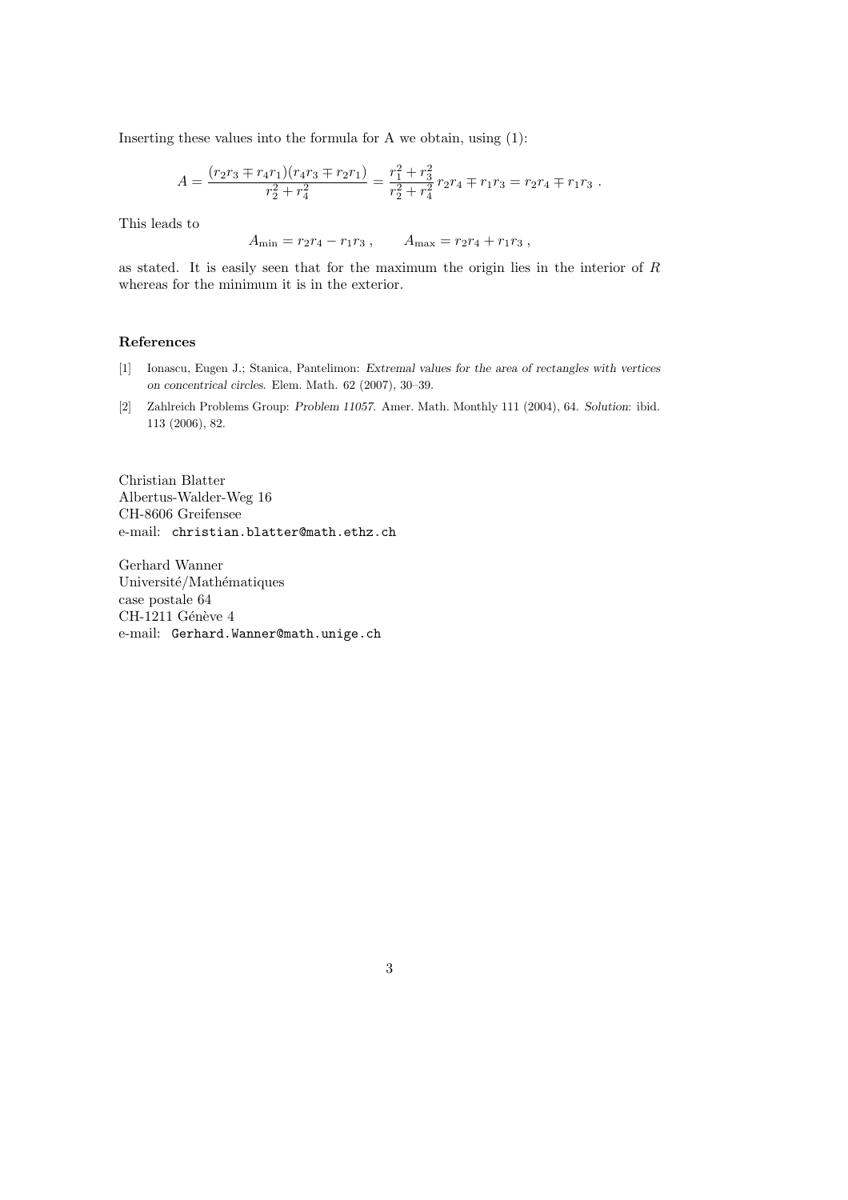Inserting these values into the formula for A we obtain, using (1):

$$A = \frac{(r_2 r_3 \mp r_4 r_1)(r_4 r_3 \mp r_2 r_1)}{r_2^2 + r_4^2} = \frac{r_1^2 + r_3^2}{r_2^2 + r_4^2}\, r_2 r_4 \mp r_1 r_3 = r_2 r_4 \mp r_1 r_3 \ .$$

This leads to

$$A_{\min} = r_2 r_4 - r_1 r_3 \ , \qquad A_{\max} = r_2 r_4 + r_1 r_3 \ ,$$

as stated. It is easily seen that for the maximum the origin lies in the interior of $R$ whereas for the minimum it is in the exterior.

### References

[1] Ionascu, Eugen J.; Stanica, Pantelimon: *Extremal values for the area of rectangles with vertices on concentrical circles*. Elem. Math. 62 (2007), 30–39.

[2] Zahlreich Problems Group: *Problem 11057*. Amer. Math. Monthly 111 (2004), 64. *Solution*: ibid. 113 (2006), 82.

Christian Blatter
Albertus-Walder-Weg 16
CH-8606 Greifensee
e-mail: `christian.blatter@math.ethz.ch`

Gerhard Wanner
Université/Mathématiques
case postale 64
CH-1211 Génève 4
e-mail: `Gerhard.Wanner@math.unige.ch`